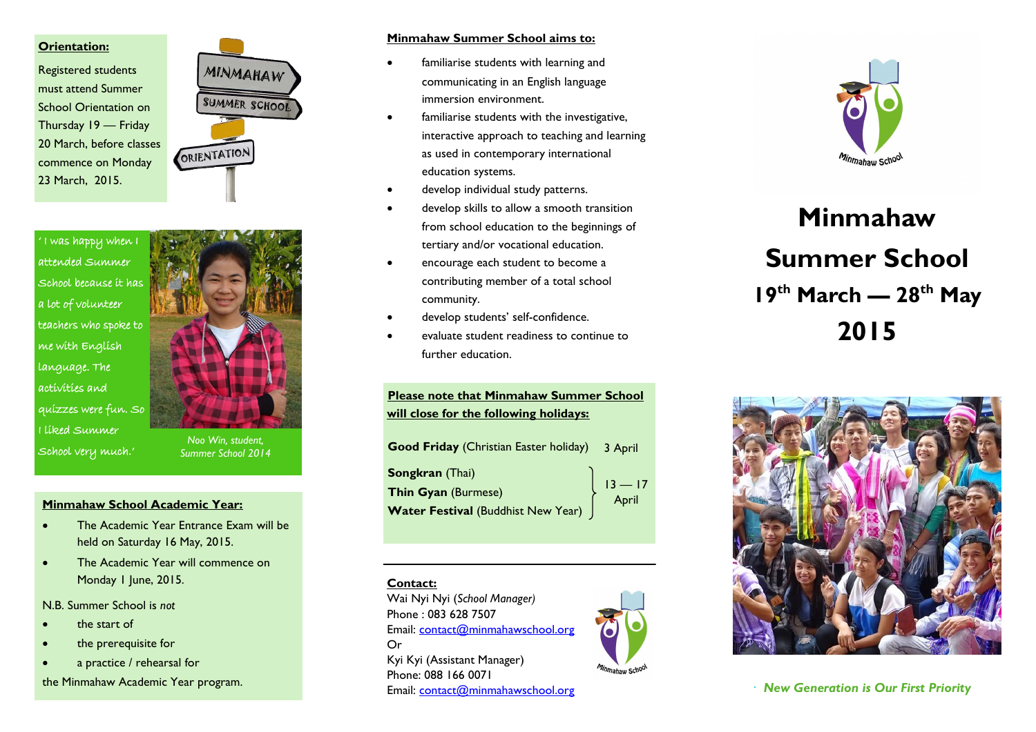**Orientation:**

Registered students must attend Summer School Orientation on Thursday 19 — Friday 20 March, before classes commence on Monday 23 March, 2015.

'I was happy when I attended Summer School because it has a lot of volunteer teachers who spoke to me with English language. The activities and quizzes were fun. So I liked Summer School very much.'

*Noo Win, student, Summer School 2014*

**Minmahaw School Academic Year:**

- The Academic Year Entrance Exam will be held on Saturday 16 May, 2015.
- The Academic Year will commence on Monday 1 June, 2015.

N.B. Summer School is *not*

- the start of
- the prerequisite for
- a practice / rehearsal for

the Minmahaw Academic Year program.

**Minmahaw Summer School aims to:**

- familiarise students with learning and communicating in an English language immersion environment.
- familiarise students with the investigative, interactive approach to teaching and learning as used in contemporary international education systems.
- develop individual study patterns.
- develop skills to allow a smooth transition from school education to the beginnings of tertiary and/or vocational education.
- encourage each student to become a contributing member of a total school community.
- develop students' self-confidence.
- evaluate student readiness to continue to further education.

**Please note that Minmahaw Summer School will close for the following holidays:**

| Holiday | Date |
|---|---|
| **Good Friday** (Christian Easter holiday) | 3 April |
| **Songkran** (Thai)<br>**Thin Gyan** (Burmese)<br>**Water Festival** (Buddhist New Year) | 13 — 17 April |

**Contact:**

Wai Nyi Nyi (*School Manager*)
Phone : 083 628 7507
Email: contact@minmahawschool.org
Or
Kyi Kyi (Assistant Manager)
Phone: 088 166 0071
Email: contact@minmahawschool.org

Minmahaw School

# Minmahaw Summer School

## 19th March — 28th May 2015

*New Generation is Our First Priority*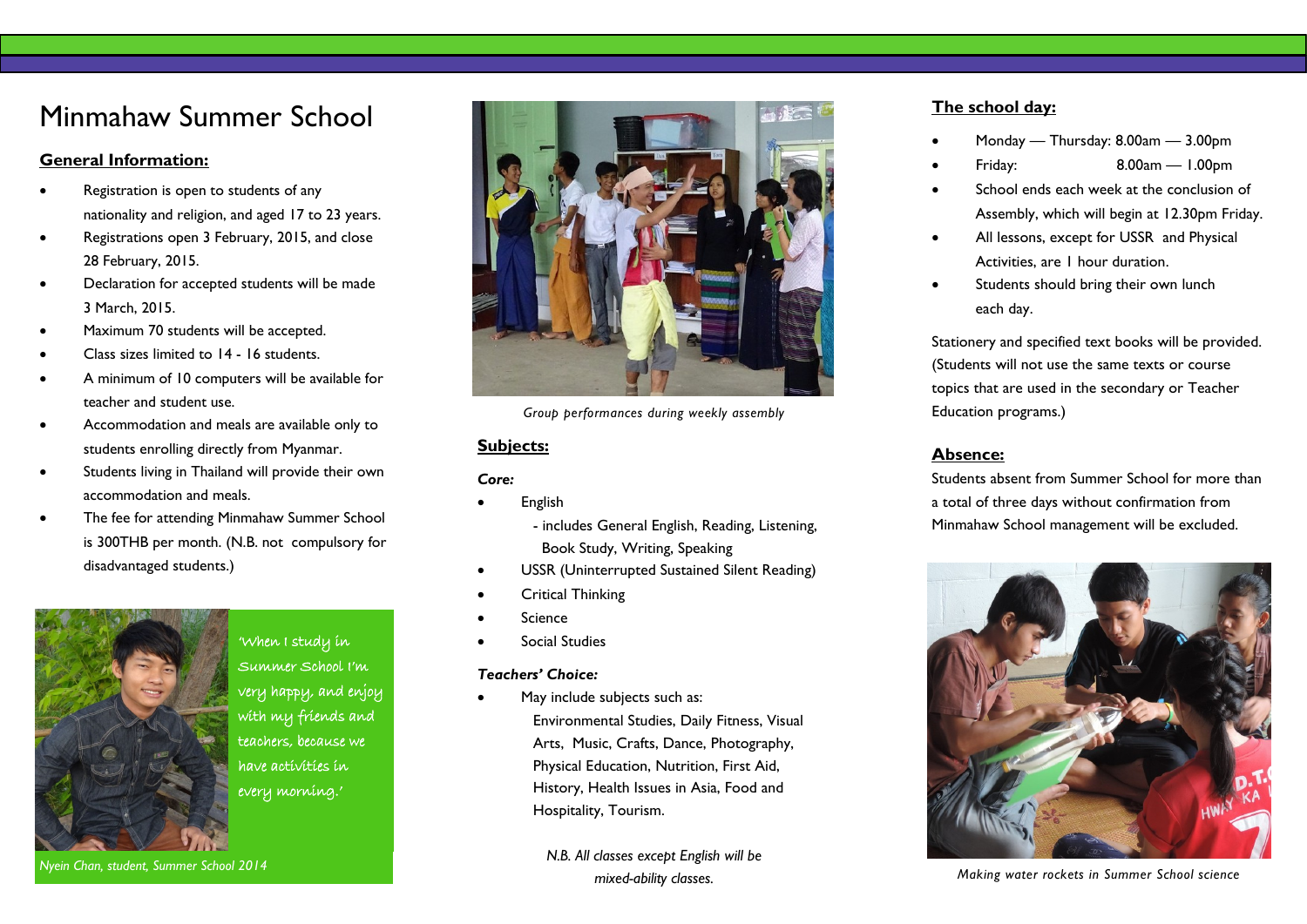# Minmahaw Summer School

## General Information:

- Registration is open to students of any nationality and religion, and aged 17 to 23 years.
- Registrations open 3 February, 2015, and close 28 February, 2015.
- Declaration for accepted students will be made 3 March, 2015.
- Maximum 70 students will be accepted.
- Class sizes limited to 14 - 16 students.
- A minimum of 10 computers will be available for teacher and student use.
- Accommodation and meals are available only to students enrolling directly from Myanmar.
- Students living in Thailand will provide their own accommodation and meals.
- The fee for attending Minmahaw Summer School is 300THB per month. (N.B. not compulsory for disadvantaged students.)

'When I study in Summer School I'm very happy, and enjoy with my friends and teachers, because we have activities in every morning.'

*Nyein Chan, student, Summer School 2014*

*Group performances during weekly assembly*

## Subjects:

***Core:***

- English
  - includes General English, Reading, Listening, Book Study, Writing, Speaking
- USSR (Uninterrupted Sustained Silent Reading)
- Critical Thinking
- Science
- Social Studies

***Teachers' Choice:***

- May include subjects such as:
  Environmental Studies, Daily Fitness, Visual Arts, Music, Crafts, Dance, Photography, Physical Education, Nutrition, First Aid, History, Health Issues in Asia, Food and Hospitality, Tourism.

*N.B. All classes except English will be mixed-ability classes.*

## The school day:

- Monday — Thursday: 8.00am — 3.00pm
- Friday: 8.00am — 1.00pm
- School ends each week at the conclusion of Assembly, which will begin at 12.30pm Friday.
- All lessons, except for USSR and Physical Activities, are 1 hour duration.
- Students should bring their own lunch each day.

Stationery and specified text books will be provided. (Students will not use the same texts or course topics that are used in the secondary or Teacher Education programs.)

## Absence:

Students absent from Summer School for more than a total of three days without confirmation from Minmahaw School management will be excluded.

*Making water rockets in Summer School science*